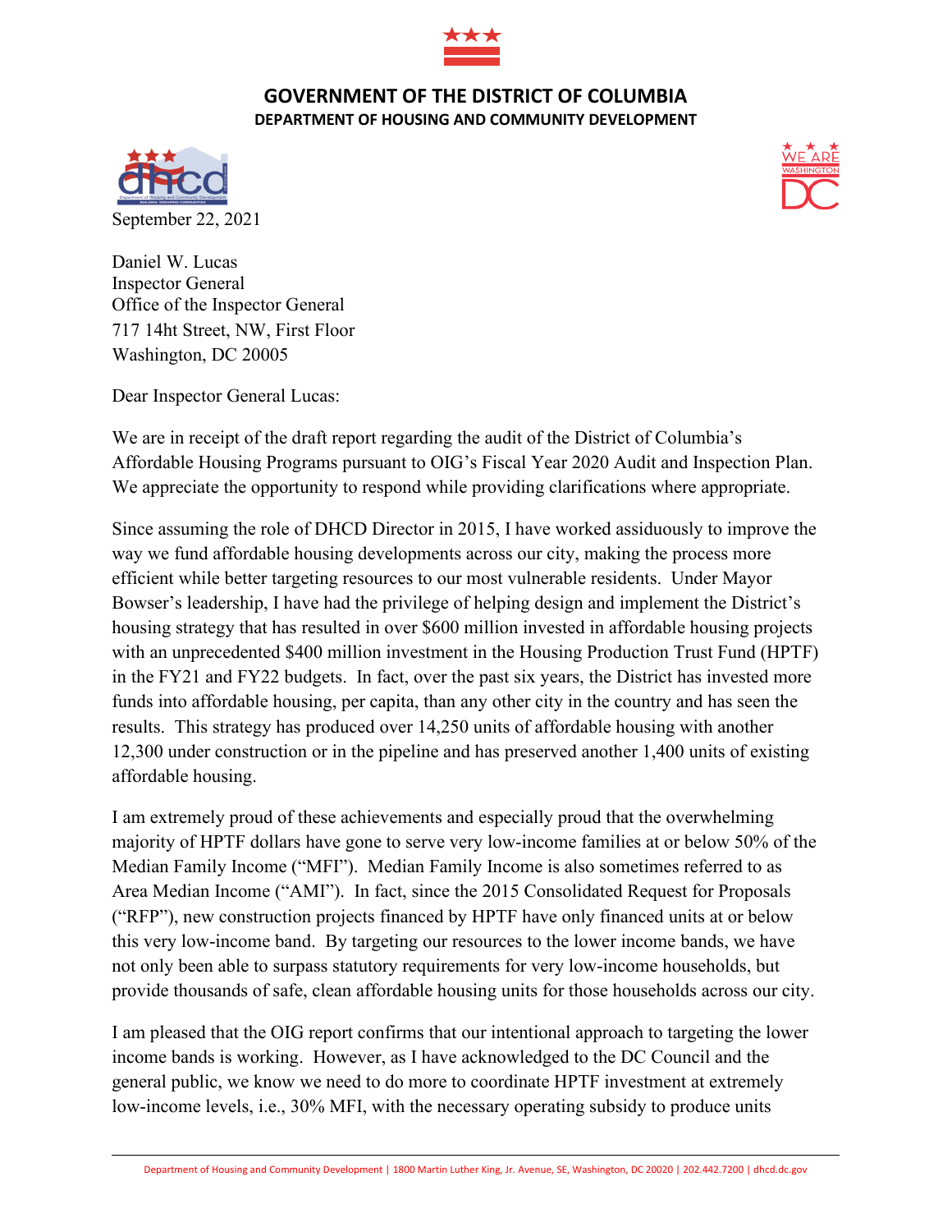# GOVERNMENT OF THE DISTRICT OF COLUMBIA

## DEPARTMENT OF HOUSING AND COMMUNITY DEVELOPMENT

September 22, 2021

Daniel W. Lucas
Inspector General
Office of the Inspector General
717 14ht Street, NW, First Floor
Washington, DC 20005

Dear Inspector General Lucas:

We are in receipt of the draft report regarding the audit of the District of Columbia's Affordable Housing Programs pursuant to OIG's Fiscal Year 2020 Audit and Inspection Plan. We appreciate the opportunity to respond while providing clarifications where appropriate.

Since assuming the role of DHCD Director in 2015, I have worked assiduously to improve the way we fund affordable housing developments across our city, making the process more efficient while better targeting resources to our most vulnerable residents. Under Mayor Bowser's leadership, I have had the privilege of helping design and implement the District's housing strategy that has resulted in over $600 million invested in affordable housing projects with an unprecedented $400 million investment in the Housing Production Trust Fund (HPTF) in the FY21 and FY22 budgets. In fact, over the past six years, the District has invested more funds into affordable housing, per capita, than any other city in the country and has seen the results. This strategy has produced over 14,250 units of affordable housing with another 12,300 under construction or in the pipeline and has preserved another 1,400 units of existing affordable housing.

I am extremely proud of these achievements and especially proud that the overwhelming majority of HPTF dollars have gone to serve very low-income families at or below 50% of the Median Family Income ("MFI"). Median Family Income is also sometimes referred to as Area Median Income ("AMI"). In fact, since the 2015 Consolidated Request for Proposals ("RFP"), new construction projects financed by HPTF have only financed units at or below this very low-income band. By targeting our resources to the lower income bands, we have not only been able to surpass statutory requirements for very low-income households, but provide thousands of safe, clean affordable housing units for those households across our city.

I am pleased that the OIG report confirms that our intentional approach to targeting the lower income bands is working. However, as I have acknowledged to the DC Council and the general public, we know we need to do more to coordinate HPTF investment at extremely low-income levels, i.e., 30% MFI, with the necessary operating subsidy to produce units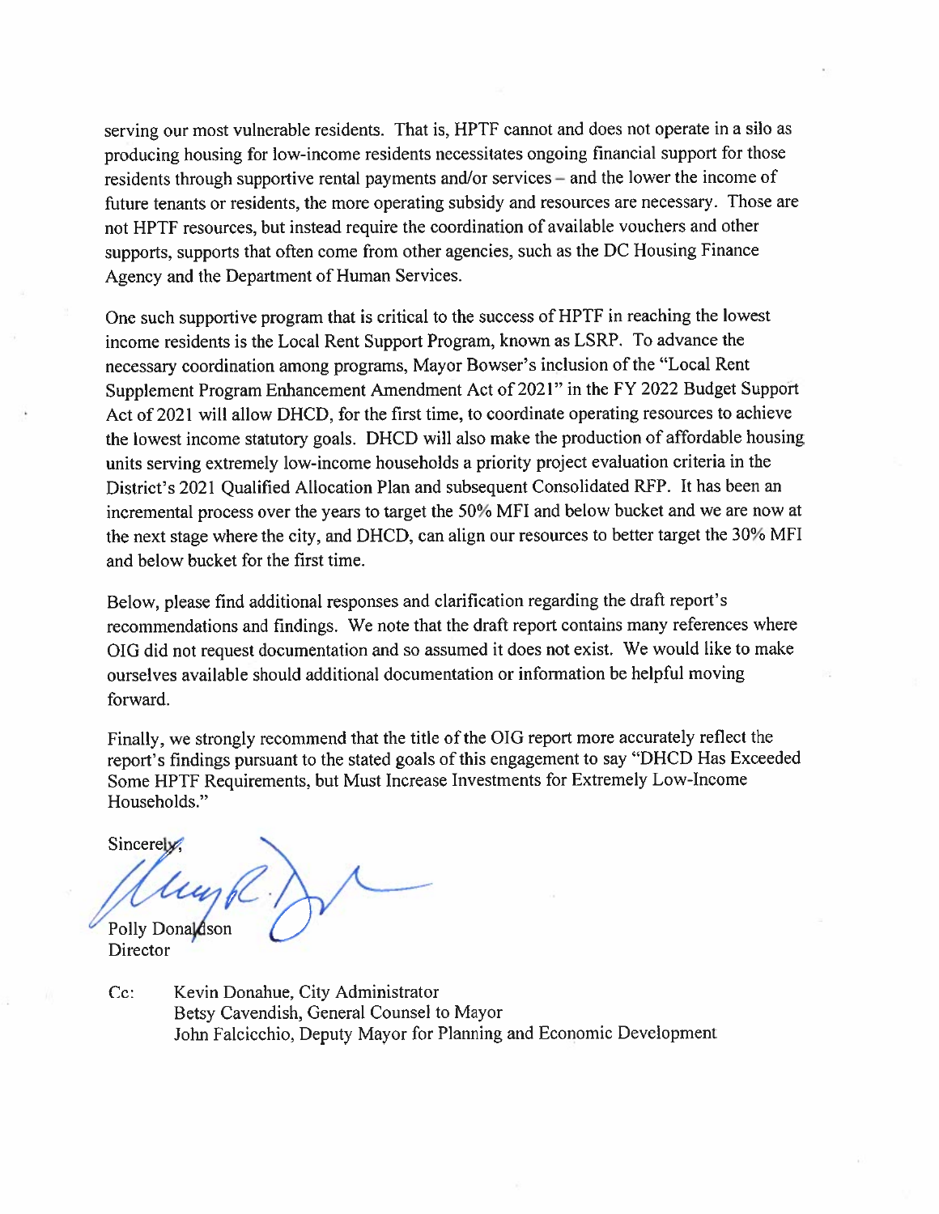serving our most vulnerable residents. That is, HPTF cannot and does not operate in a silo as producing housing for low-income residents necessitates ongoing financial support for those residents through supportive rental payments and/or services – and the lower the income of future tenants or residents, the more operating subsidy and resources are necessary. Those are not HPTF resources, but instead require the coordination of available vouchers and other supports, supports that often come from other agencies, such as the DC Housing Finance Agency and the Department of Human Services.

One such supportive program that is critical to the success of HPTF in reaching the lowest income residents is the Local Rent Support Program, known as LSRP. To advance the necessary coordination among programs, Mayor Bowser's inclusion of the "Local Rent Supplement Program Enhancement Amendment Act of 2021" in the FY 2022 Budget Support Act of 2021 will allow DHCD, for the first time, to coordinate operating resources to achieve the lowest income statutory goals. DHCD will also make the production of affordable housing units serving extremely low-income households a priority project evaluation criteria in the District's 2021 Qualified Allocation Plan and subsequent Consolidated RFP. It has been an incremental process over the years to target the 50% MFI and below bucket and we are now at the next stage where the city, and DHCD, can align our resources to better target the 30% MFI and below bucket for the first time.

Below, please find additional responses and clarification regarding the draft report's recommendations and findings. We note that the draft report contains many references where OIG did not request documentation and so assumed it does not exist. We would like to make ourselves available should additional documentation or information be helpful moving forward.

Finally, we strongly recommend that the title of the OIG report more accurately reflect the report's findings pursuant to the stated goals of this engagement to say "DHCD Has Exceeded Some HPTF Requirements, but Must Increase Investments for Extremely Low-Income Households."

Sincerely,

Polly Donaldson
Director

Cc: Kevin Donahue, City Administrator
Betsy Cavendish, General Counsel to Mayor
John Falcicchio, Deputy Mayor for Planning and Economic Development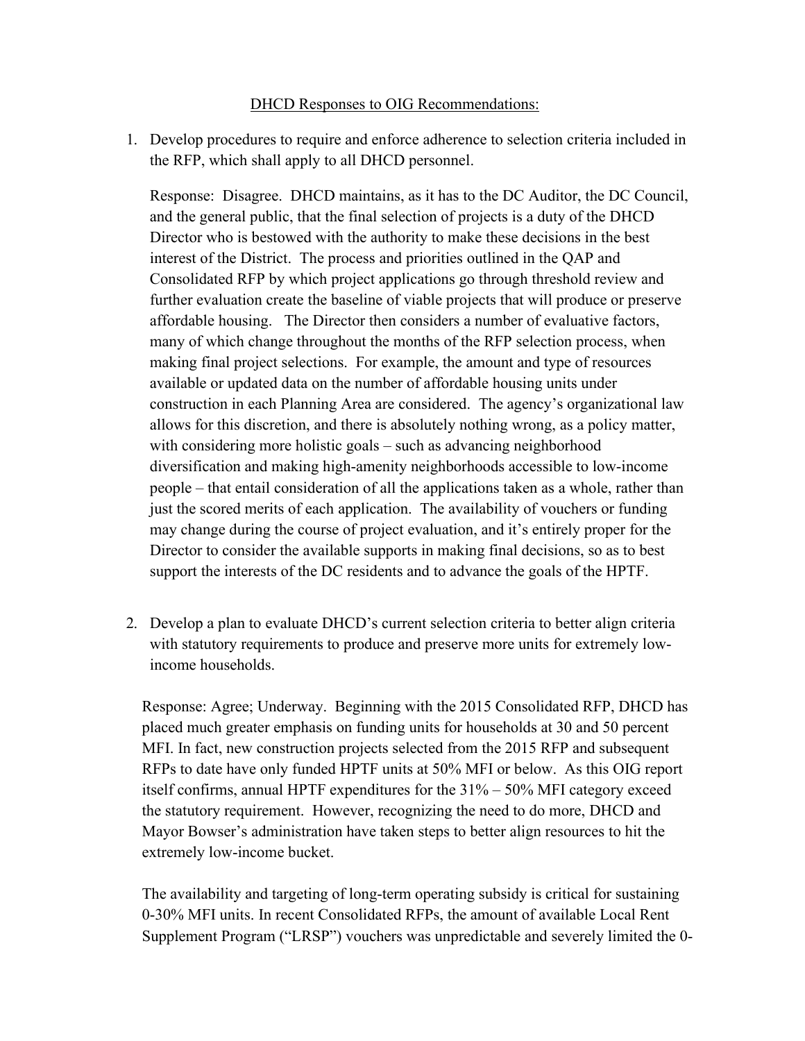DHCD Responses to OIG Recommendations:

1. Develop procedures to require and enforce adherence to selection criteria included in the RFP, which shall apply to all DHCD personnel.

   Response: Disagree. DHCD maintains, as it has to the DC Auditor, the DC Council, and the general public, that the final selection of projects is a duty of the DHCD Director who is bestowed with the authority to make these decisions in the best interest of the District. The process and priorities outlined in the QAP and Consolidated RFP by which project applications go through threshold review and further evaluation create the baseline of viable projects that will produce or preserve affordable housing. The Director then considers a number of evaluative factors, many of which change throughout the months of the RFP selection process, when making final project selections. For example, the amount and type of resources available or updated data on the number of affordable housing units under construction in each Planning Area are considered. The agency's organizational law allows for this discretion, and there is absolutely nothing wrong, as a policy matter, with considering more holistic goals – such as advancing neighborhood diversification and making high-amenity neighborhoods accessible to low-income people – that entail consideration of all the applications taken as a whole, rather than just the scored merits of each application. The availability of vouchers or funding may change during the course of project evaluation, and it's entirely proper for the Director to consider the available supports in making final decisions, so as to best support the interests of the DC residents and to advance the goals of the HPTF.

2. Develop a plan to evaluate DHCD's current selection criteria to better align criteria with statutory requirements to produce and preserve more units for extremely low-income households.

   Response: Agree; Underway. Beginning with the 2015 Consolidated RFP, DHCD has placed much greater emphasis on funding units for households at 30 and 50 percent MFI. In fact, new construction projects selected from the 2015 RFP and subsequent RFPs to date have only funded HPTF units at 50% MFI or below. As this OIG report itself confirms, annual HPTF expenditures for the 31% – 50% MFI category exceed the statutory requirement. However, recognizing the need to do more, DHCD and Mayor Bowser's administration have taken steps to better align resources to hit the extremely low-income bucket.

   The availability and targeting of long-term operating subsidy is critical for sustaining 0-30% MFI units. In recent Consolidated RFPs, the amount of available Local Rent Supplement Program ("LRSP") vouchers was unpredictable and severely limited the 0-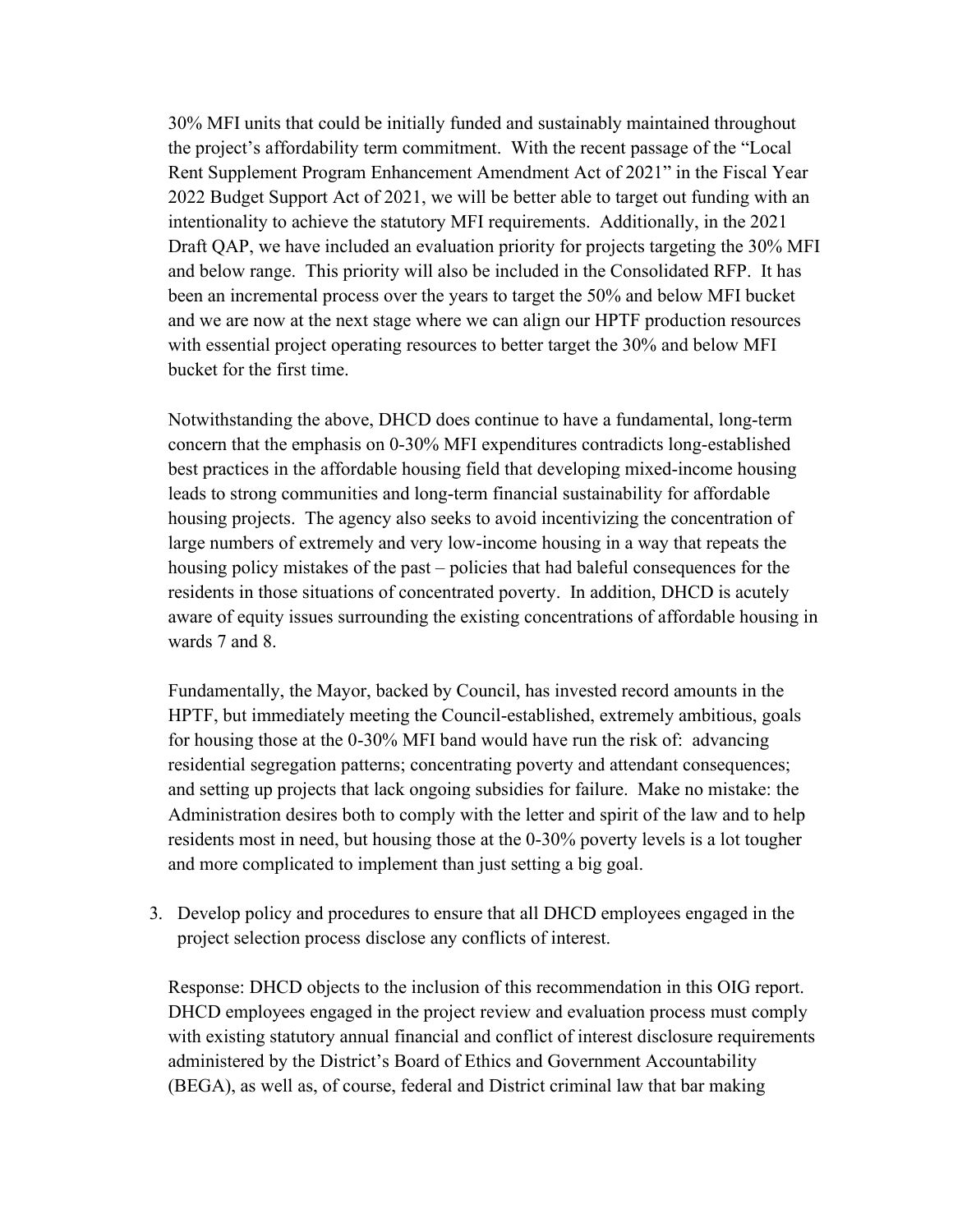30% MFI units that could be initially funded and sustainably maintained throughout the project's affordability term commitment. With the recent passage of the "Local Rent Supplement Program Enhancement Amendment Act of 2021" in the Fiscal Year 2022 Budget Support Act of 2021, we will be better able to target out funding with an intentionality to achieve the statutory MFI requirements. Additionally, in the 2021 Draft QAP, we have included an evaluation priority for projects targeting the 30% MFI and below range. This priority will also be included in the Consolidated RFP. It has been an incremental process over the years to target the 50% and below MFI bucket and we are now at the next stage where we can align our HPTF production resources with essential project operating resources to better target the 30% and below MFI bucket for the first time.

Notwithstanding the above, DHCD does continue to have a fundamental, long-term concern that the emphasis on 0-30% MFI expenditures contradicts long-established best practices in the affordable housing field that developing mixed-income housing leads to strong communities and long-term financial sustainability for affordable housing projects. The agency also seeks to avoid incentivizing the concentration of large numbers of extremely and very low-income housing in a way that repeats the housing policy mistakes of the past – policies that had baleful consequences for the residents in those situations of concentrated poverty. In addition, DHCD is acutely aware of equity issues surrounding the existing concentrations of affordable housing in wards 7 and 8.

Fundamentally, the Mayor, backed by Council, has invested record amounts in the HPTF, but immediately meeting the Council-established, extremely ambitious, goals for housing those at the 0-30% MFI band would have run the risk of: advancing residential segregation patterns; concentrating poverty and attendant consequences; and setting up projects that lack ongoing subsidies for failure. Make no mistake: the Administration desires both to comply with the letter and spirit of the law and to help residents most in need, but housing those at the 0-30% poverty levels is a lot tougher and more complicated to implement than just setting a big goal.

3. Develop policy and procedures to ensure that all DHCD employees engaged in the project selection process disclose any conflicts of interest.

   Response: DHCD objects to the inclusion of this recommendation in this OIG report. DHCD employees engaged in the project review and evaluation process must comply with existing statutory annual financial and conflict of interest disclosure requirements administered by the District's Board of Ethics and Government Accountability (BEGA), as well as, of course, federal and District criminal law that bar making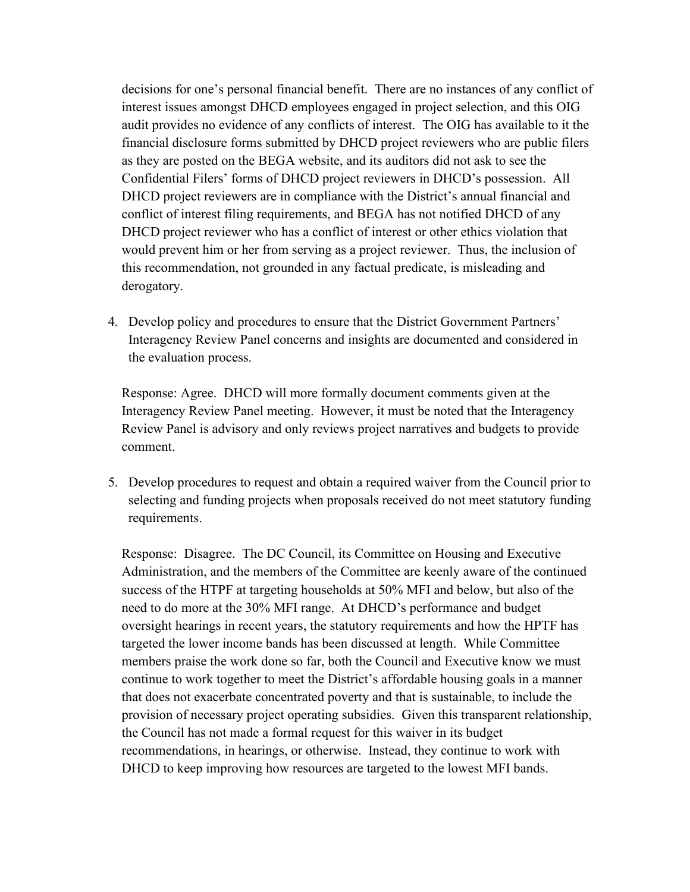decisions for one's personal financial benefit. There are no instances of any conflict of interest issues amongst DHCD employees engaged in project selection, and this OIG audit provides no evidence of any conflicts of interest. The OIG has available to it the financial disclosure forms submitted by DHCD project reviewers who are public filers as they are posted on the BEGA website, and its auditors did not ask to see the Confidential Filers' forms of DHCD project reviewers in DHCD's possession. All DHCD project reviewers are in compliance with the District's annual financial and conflict of interest filing requirements, and BEGA has not notified DHCD of any DHCD project reviewer who has a conflict of interest or other ethics violation that would prevent him or her from serving as a project reviewer. Thus, the inclusion of this recommendation, not grounded in any factual predicate, is misleading and derogatory.

4. Develop policy and procedures to ensure that the District Government Partners' Interagency Review Panel concerns and insights are documented and considered in the evaluation process.

   Response: Agree. DHCD will more formally document comments given at the Interagency Review Panel meeting. However, it must be noted that the Interagency Review Panel is advisory and only reviews project narratives and budgets to provide comment.

5. Develop procedures to request and obtain a required waiver from the Council prior to selecting and funding projects when proposals received do not meet statutory funding requirements.

   Response: Disagree. The DC Council, its Committee on Housing and Executive Administration, and the members of the Committee are keenly aware of the continued success of the HTPF at targeting households at 50% MFI and below, but also of the need to do more at the 30% MFI range. At DHCD's performance and budget oversight hearings in recent years, the statutory requirements and how the HPTF has targeted the lower income bands has been discussed at length. While Committee members praise the work done so far, both the Council and Executive know we must continue to work together to meet the District's affordable housing goals in a manner that does not exacerbate concentrated poverty and that is sustainable, to include the provision of necessary project operating subsidies. Given this transparent relationship, the Council has not made a formal request for this waiver in its budget recommendations, in hearings, or otherwise. Instead, they continue to work with DHCD to keep improving how resources are targeted to the lowest MFI bands.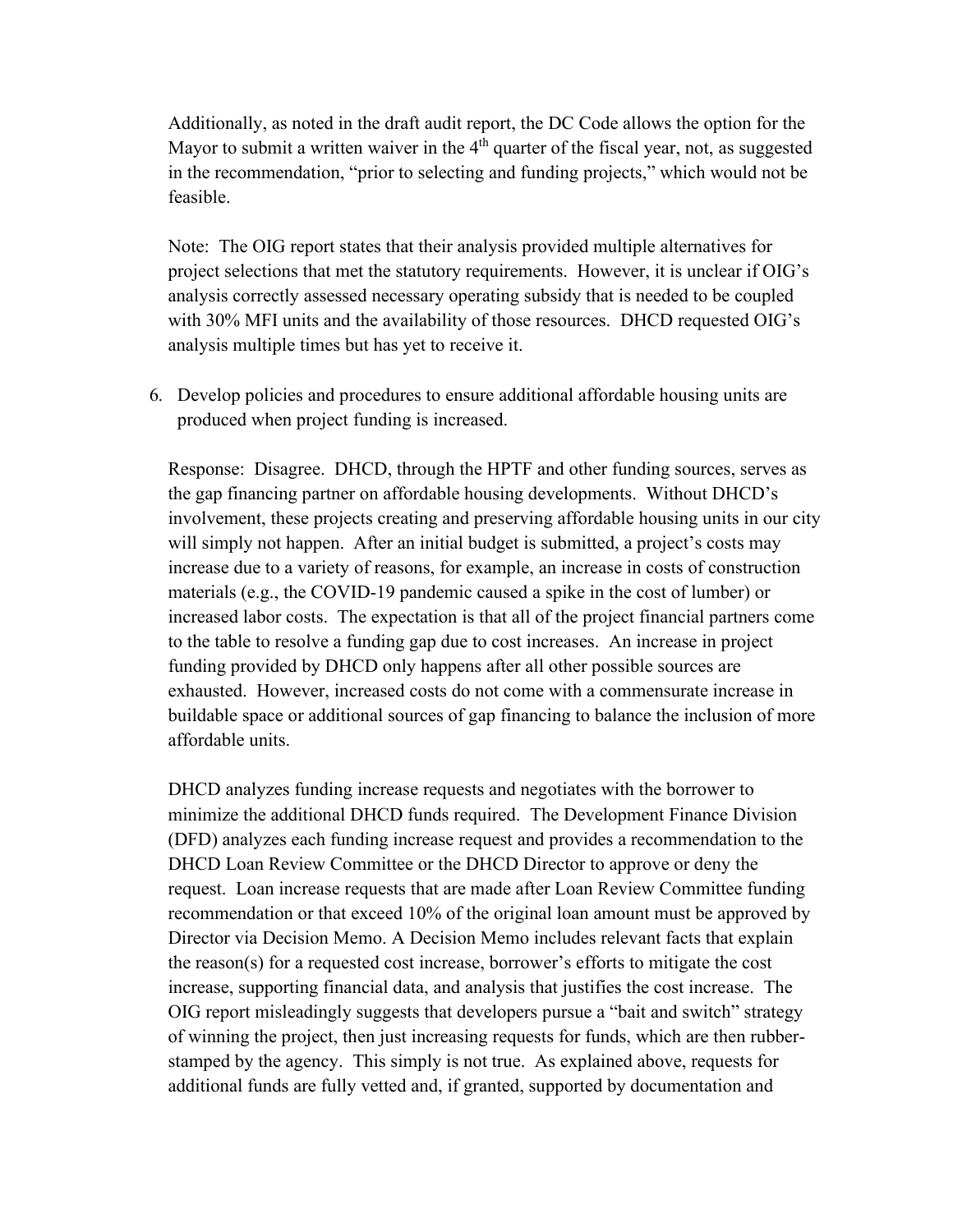Additionally, as noted in the draft audit report, the DC Code allows the option for the Mayor to submit a written waiver in the 4th quarter of the fiscal year, not, as suggested in the recommendation, "prior to selecting and funding projects," which would not be feasible.

Note: The OIG report states that their analysis provided multiple alternatives for project selections that met the statutory requirements. However, it is unclear if OIG's analysis correctly assessed necessary operating subsidy that is needed to be coupled with 30% MFI units and the availability of those resources. DHCD requested OIG's analysis multiple times but has yet to receive it.

6. Develop policies and procedures to ensure additional affordable housing units are produced when project funding is increased.

Response: Disagree. DHCD, through the HPTF and other funding sources, serves as the gap financing partner on affordable housing developments. Without DHCD's involvement, these projects creating and preserving affordable housing units in our city will simply not happen. After an initial budget is submitted, a project's costs may increase due to a variety of reasons, for example, an increase in costs of construction materials (e.g., the COVID-19 pandemic caused a spike in the cost of lumber) or increased labor costs. The expectation is that all of the project financial partners come to the table to resolve a funding gap due to cost increases. An increase in project funding provided by DHCD only happens after all other possible sources are exhausted. However, increased costs do not come with a commensurate increase in buildable space or additional sources of gap financing to balance the inclusion of more affordable units.

DHCD analyzes funding increase requests and negotiates with the borrower to minimize the additional DHCD funds required. The Development Finance Division (DFD) analyzes each funding increase request and provides a recommendation to the DHCD Loan Review Committee or the DHCD Director to approve or deny the request. Loan increase requests that are made after Loan Review Committee funding recommendation or that exceed 10% of the original loan amount must be approved by Director via Decision Memo. A Decision Memo includes relevant facts that explain the reason(s) for a requested cost increase, borrower's efforts to mitigate the cost increase, supporting financial data, and analysis that justifies the cost increase. The OIG report misleadingly suggests that developers pursue a "bait and switch" strategy of winning the project, then just increasing requests for funds, which are then rubber-stamped by the agency. This simply is not true. As explained above, requests for additional funds are fully vetted and, if granted, supported by documentation and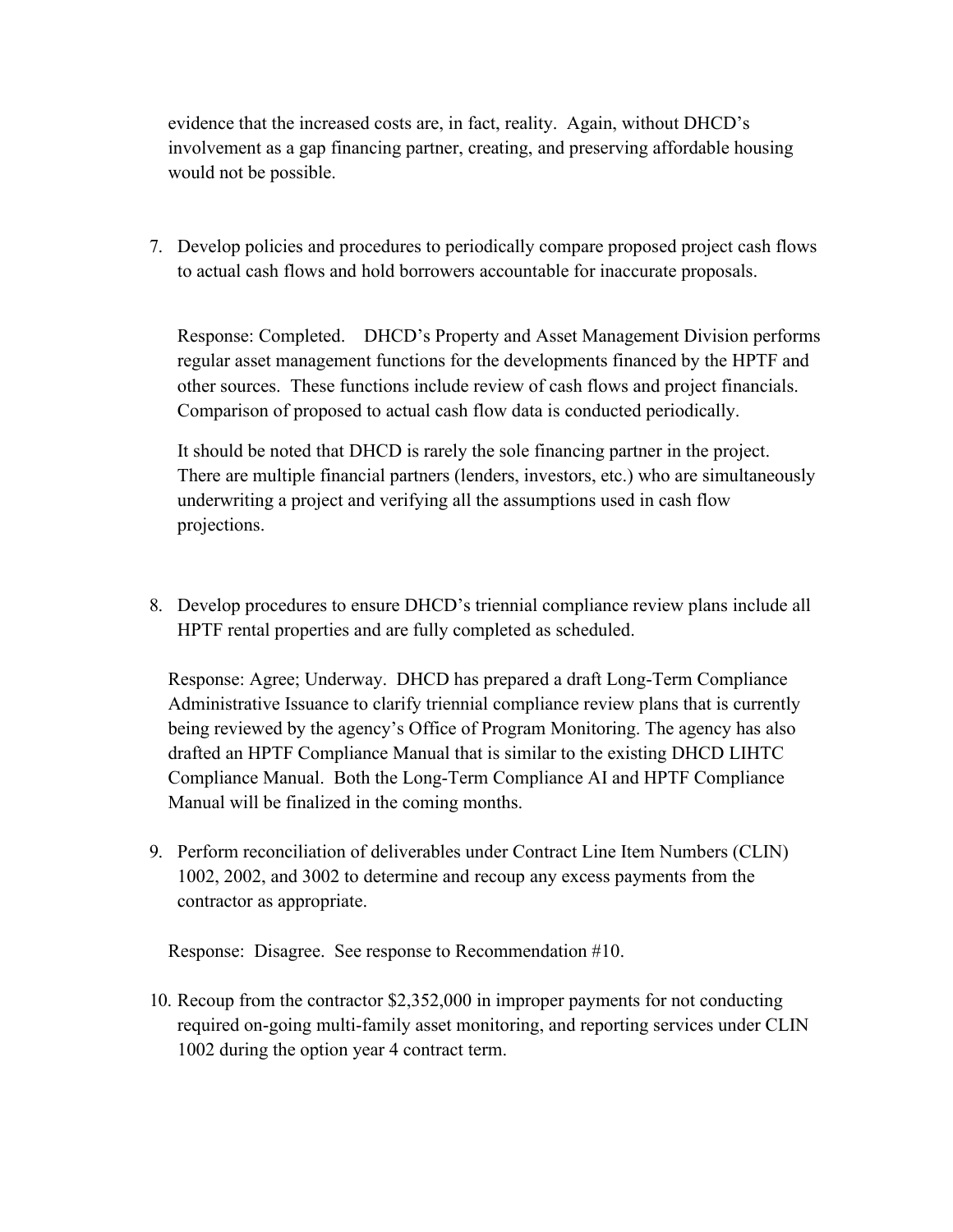evidence that the increased costs are, in fact, reality. Again, without DHCD's involvement as a gap financing partner, creating, and preserving affordable housing would not be possible.

7. Develop policies and procedures to periodically compare proposed project cash flows to actual cash flows and hold borrowers accountable for inaccurate proposals.

   Response: Completed. DHCD's Property and Asset Management Division performs regular asset management functions for the developments financed by the HPTF and other sources. These functions include review of cash flows and project financials. Comparison of proposed to actual cash flow data is conducted periodically.

   It should be noted that DHCD is rarely the sole financing partner in the project. There are multiple financial partners (lenders, investors, etc.) who are simultaneously underwriting a project and verifying all the assumptions used in cash flow projections.

8. Develop procedures to ensure DHCD's triennial compliance review plans include all HPTF rental properties and are fully completed as scheduled.

   Response: Agree; Underway. DHCD has prepared a draft Long-Term Compliance Administrative Issuance to clarify triennial compliance review plans that is currently being reviewed by the agency's Office of Program Monitoring. The agency has also drafted an HPTF Compliance Manual that is similar to the existing DHCD LIHTC Compliance Manual. Both the Long-Term Compliance AI and HPTF Compliance Manual will be finalized in the coming months.

9. Perform reconciliation of deliverables under Contract Line Item Numbers (CLIN) 1002, 2002, and 3002 to determine and recoup any excess payments from the contractor as appropriate.

   Response: Disagree. See response to Recommendation #10.

10. Recoup from the contractor $2,352,000 in improper payments for not conducting required on-going multi-family asset monitoring, and reporting services under CLIN 1002 during the option year 4 contract term.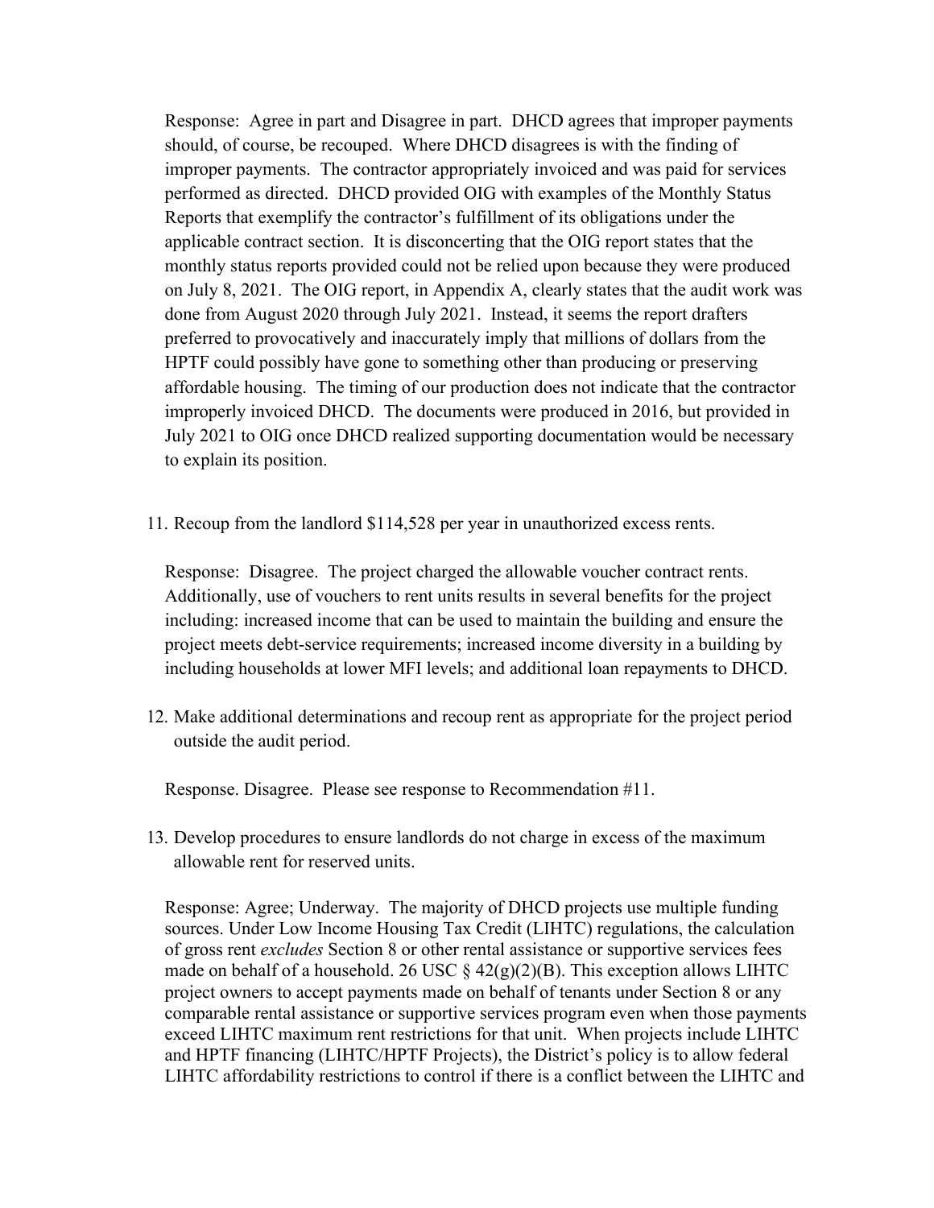Response: Agree in part and Disagree in part. DHCD agrees that improper payments should, of course, be recouped. Where DHCD disagrees is with the finding of improper payments. The contractor appropriately invoiced and was paid for services performed as directed. DHCD provided OIG with examples of the Monthly Status Reports that exemplify the contractor's fulfillment of its obligations under the applicable contract section. It is disconcerting that the OIG report states that the monthly status reports provided could not be relied upon because they were produced on July 8, 2021. The OIG report, in Appendix A, clearly states that the audit work was done from August 2020 through July 2021. Instead, it seems the report drafters preferred to provocatively and inaccurately imply that millions of dollars from the HPTF could possibly have gone to something other than producing or preserving affordable housing. The timing of our production does not indicate that the contractor improperly invoiced DHCD. The documents were produced in 2016, but provided in July 2021 to OIG once DHCD realized supporting documentation would be necessary to explain its position.

11. Recoup from the landlord $114,528 per year in unauthorized excess rents.

    Response: Disagree. The project charged the allowable voucher contract rents. Additionally, use of vouchers to rent units results in several benefits for the project including: increased income that can be used to maintain the building and ensure the project meets debt-service requirements; increased income diversity in a building by including households at lower MFI levels; and additional loan repayments to DHCD.

12. Make additional determinations and recoup rent as appropriate for the project period outside the audit period.

    Response. Disagree. Please see response to Recommendation #11.

13. Develop procedures to ensure landlords do not charge in excess of the maximum allowable rent for reserved units.

    Response: Agree; Underway. The majority of DHCD projects use multiple funding sources. Under Low Income Housing Tax Credit (LIHTC) regulations, the calculation of gross rent *excludes* Section 8 or other rental assistance or supportive services fees made on behalf of a household. 26 USC § 42(g)(2)(B). This exception allows LIHTC project owners to accept payments made on behalf of tenants under Section 8 or any comparable rental assistance or supportive services program even when those payments exceed LIHTC maximum rent restrictions for that unit. When projects include LIHTC and HPTF financing (LIHTC/HPTF Projects), the District's policy is to allow federal LIHTC affordability restrictions to control if there is a conflict between the LIHTC and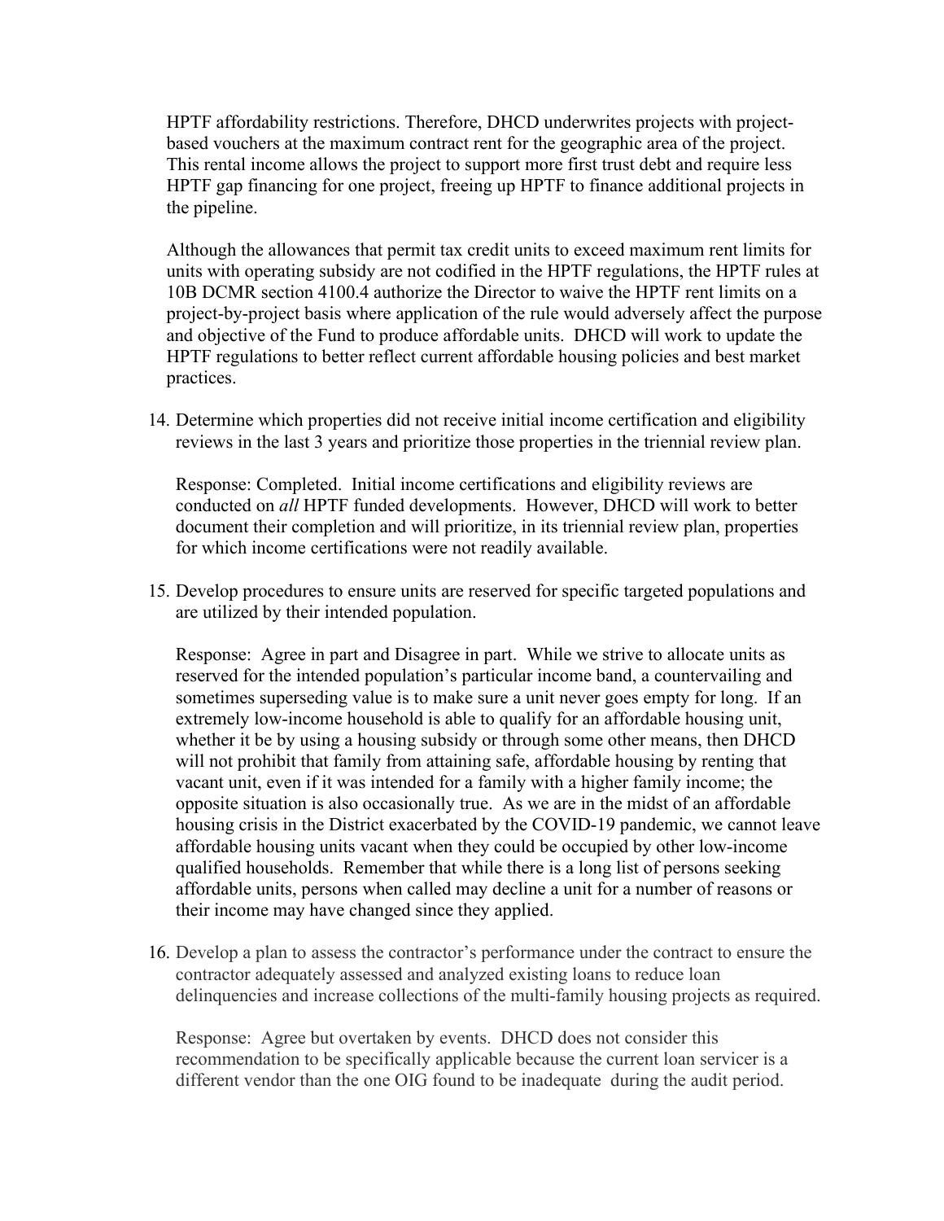HPTF affordability restrictions. Therefore, DHCD underwrites projects with project-based vouchers at the maximum contract rent for the geographic area of the project. This rental income allows the project to support more first trust debt and require less HPTF gap financing for one project, freeing up HPTF to finance additional projects in the pipeline.

Although the allowances that permit tax credit units to exceed maximum rent limits for units with operating subsidy are not codified in the HPTF regulations, the HPTF rules at 10B DCMR section 4100.4 authorize the Director to waive the HPTF rent limits on a project-by-project basis where application of the rule would adversely affect the purpose and objective of the Fund to produce affordable units. DHCD will work to update the HPTF regulations to better reflect current affordable housing policies and best market practices.

14. Determine which properties did not receive initial income certification and eligibility reviews in the last 3 years and prioritize those properties in the triennial review plan.

    Response: Completed. Initial income certifications and eligibility reviews are conducted on *all* HPTF funded developments. However, DHCD will work to better document their completion and will prioritize, in its triennial review plan, properties for which income certifications were not readily available.

15. Develop procedures to ensure units are reserved for specific targeted populations and are utilized by their intended population.

    Response: Agree in part and Disagree in part. While we strive to allocate units as reserved for the intended population's particular income band, a countervailing and sometimes superseding value is to make sure a unit never goes empty for long. If an extremely low-income household is able to qualify for an affordable housing unit, whether it be by using a housing subsidy or through some other means, then DHCD will not prohibit that family from attaining safe, affordable housing by renting that vacant unit, even if it was intended for a family with a higher family income; the opposite situation is also occasionally true. As we are in the midst of an affordable housing crisis in the District exacerbated by the COVID-19 pandemic, we cannot leave affordable housing units vacant when they could be occupied by other low-income qualified households. Remember that while there is a long list of persons seeking affordable units, persons when called may decline a unit for a number of reasons or their income may have changed since they applied.

16. Develop a plan to assess the contractor's performance under the contract to ensure the contractor adequately assessed and analyzed existing loans to reduce loan delinquencies and increase collections of the multi-family housing projects as required.

    Response: Agree but overtaken by events. DHCD does not consider this recommendation to be specifically applicable because the current loan servicer is a different vendor than the one OIG found to be inadequate during the audit period.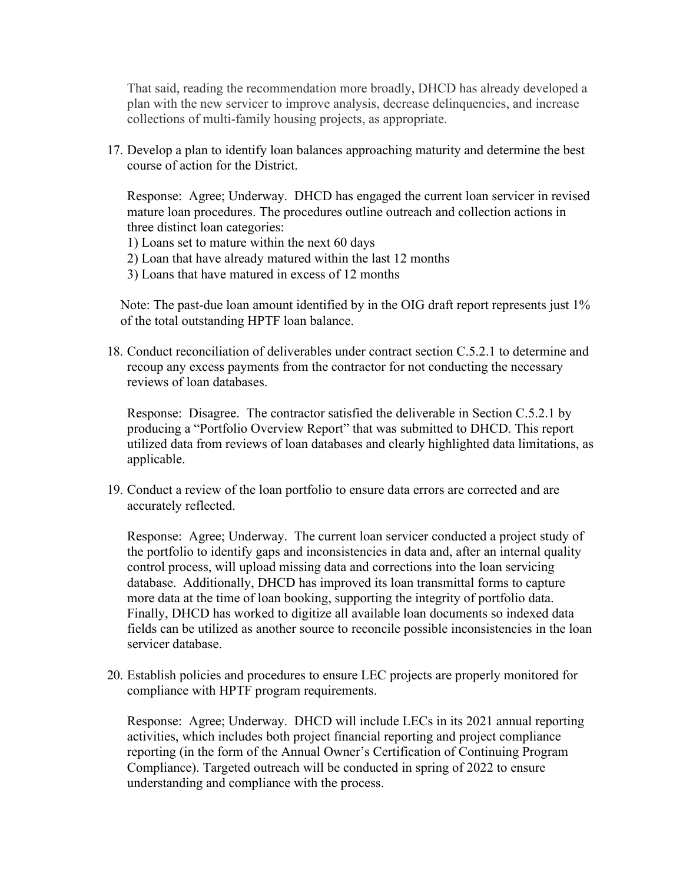That said, reading the recommendation more broadly, DHCD has already developed a plan with the new servicer to improve analysis, decrease delinquencies, and increase collections of multi-family housing projects, as appropriate.

17. Develop a plan to identify loan balances approaching maturity and determine the best course of action for the District.

    Response: Agree; Underway. DHCD has engaged the current loan servicer in revised mature loan procedures. The procedures outline outreach and collection actions in three distinct loan categories:
    1) Loans set to mature within the next 60 days
    2) Loan that have already matured within the last 12 months
    3) Loans that have matured in excess of 12 months

    Note: The past-due loan amount identified by in the OIG draft report represents just 1% of the total outstanding HPTF loan balance.

18. Conduct reconciliation of deliverables under contract section C.5.2.1 to determine and recoup any excess payments from the contractor for not conducting the necessary reviews of loan databases.

    Response: Disagree. The contractor satisfied the deliverable in Section C.5.2.1 by producing a "Portfolio Overview Report" that was submitted to DHCD. This report utilized data from reviews of loan databases and clearly highlighted data limitations, as applicable.

19. Conduct a review of the loan portfolio to ensure data errors are corrected and are accurately reflected.

    Response: Agree; Underway. The current loan servicer conducted a project study of the portfolio to identify gaps and inconsistencies in data and, after an internal quality control process, will upload missing data and corrections into the loan servicing database. Additionally, DHCD has improved its loan transmittal forms to capture more data at the time of loan booking, supporting the integrity of portfolio data. Finally, DHCD has worked to digitize all available loan documents so indexed data fields can be utilized as another source to reconcile possible inconsistencies in the loan servicer database.

20. Establish policies and procedures to ensure LEC projects are properly monitored for compliance with HPTF program requirements.

    Response: Agree; Underway. DHCD will include LECs in its 2021 annual reporting activities, which includes both project financial reporting and project compliance reporting (in the form of the Annual Owner's Certification of Continuing Program Compliance). Targeted outreach will be conducted in spring of 2022 to ensure understanding and compliance with the process.